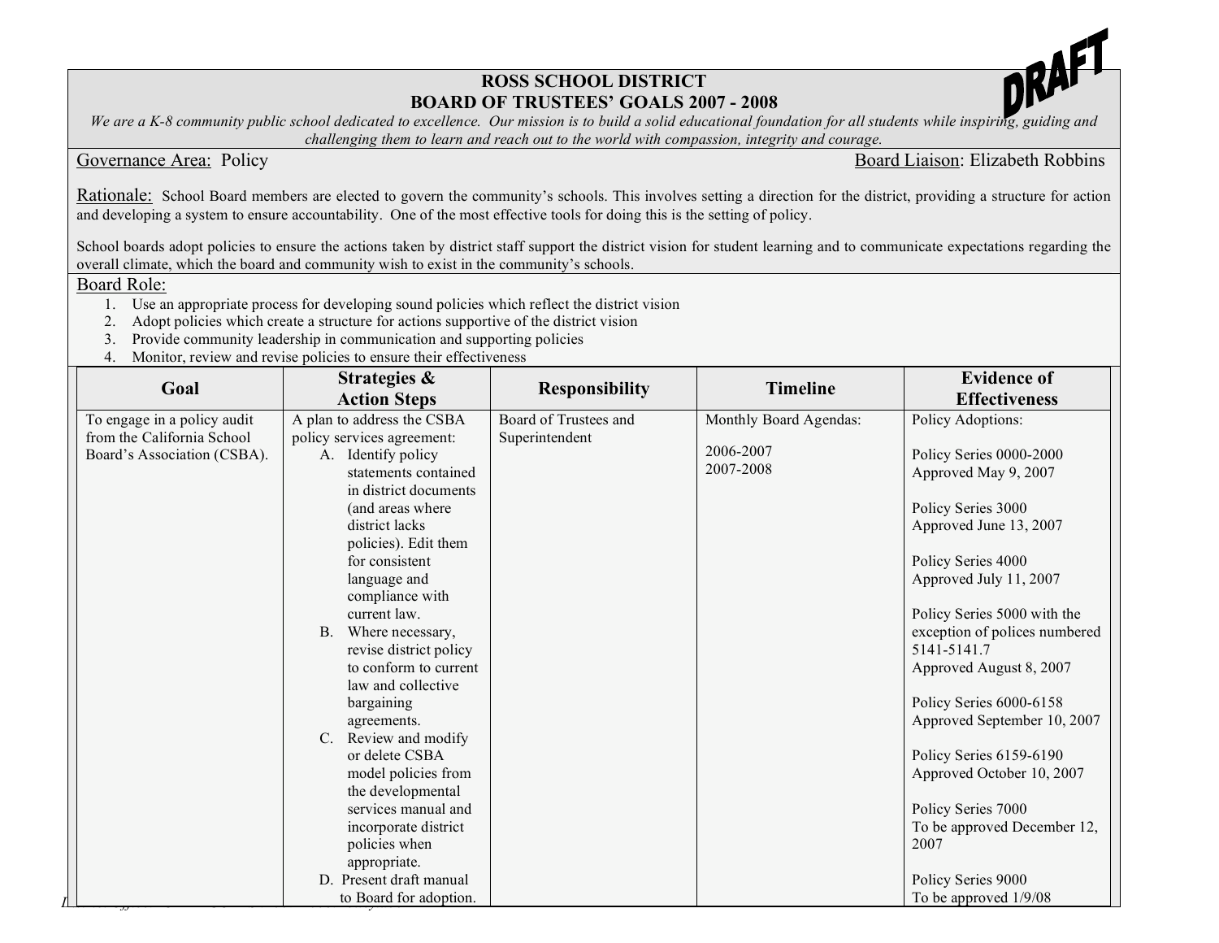# ROSS SCHOOL DISTRICT
## BOARD OF TRUSTEES' GOALS 2007 - 2008

DRAFT

*We are a K-8 community public school dedicated to excellence. Our mission is to build a solid educational foundation for all students while inspiring, guiding and challenging them to learn and reach out to the world with compassion, integrity and courage.*

Governance Area: Policy

Board Liaison: Elizabeth Robbins

Rationale: School Board members are elected to govern the community's schools. This involves setting a direction for the district, providing a structure for action and developing a system to ensure accountability. One of the most effective tools for doing this is the setting of policy.

School boards adopt policies to ensure the actions taken by district staff support the district vision for student learning and to communicate expectations regarding the overall climate, which the board and community wish to exist in the community's schools.

Board Role:

1. Use an appropriate process for developing sound policies which reflect the district vision
2. Adopt policies which create a structure for actions supportive of the district vision
3. Provide community leadership in communication and supporting policies
4. Monitor, review and revise policies to ensure their effectiveness

| Goal | Strategies & Action Steps | Responsibility | Timeline | Evidence of Effectiveness |
|---|---|---|---|---|
| To engage in a policy audit from the California School Board's Association (CSBA). | A plan to address the CSBA policy services agreement:<br>A. Identify policy statements contained in district documents (and areas where district lacks policies). Edit them for consistent language and compliance with current law.<br>B. Where necessary, revise district policy to conform to current law and collective bargaining agreements.<br>C. Review and modify or delete CSBA model policies from the developmental services manual and incorporate district policies when appropriate.<br>D. Present draft manual to Board for adoption. | Board of Trustees and Superintendent | Monthly Board Agendas:<br><br>2006-2007<br>2007-2008 | Policy Adoptions:<br><br>Policy Series 0000-2000<br>Approved May 9, 2007<br><br>Policy Series 3000<br>Approved June 13, 2007<br><br>Policy Series 4000<br>Approved July 11, 2007<br><br>Policy Series 5000 with the exception of polices numbered 5141-5141.7<br>Approved August 8, 2007<br><br>Policy Series 6000-6158<br>Approved September 10, 2007<br><br>Policy Series 6159-6190<br>Approved October 10, 2007<br><br>Policy Series 7000<br>To be approved December 12, 2007<br><br>Policy Series 9000<br>To be approved 1/9/08 |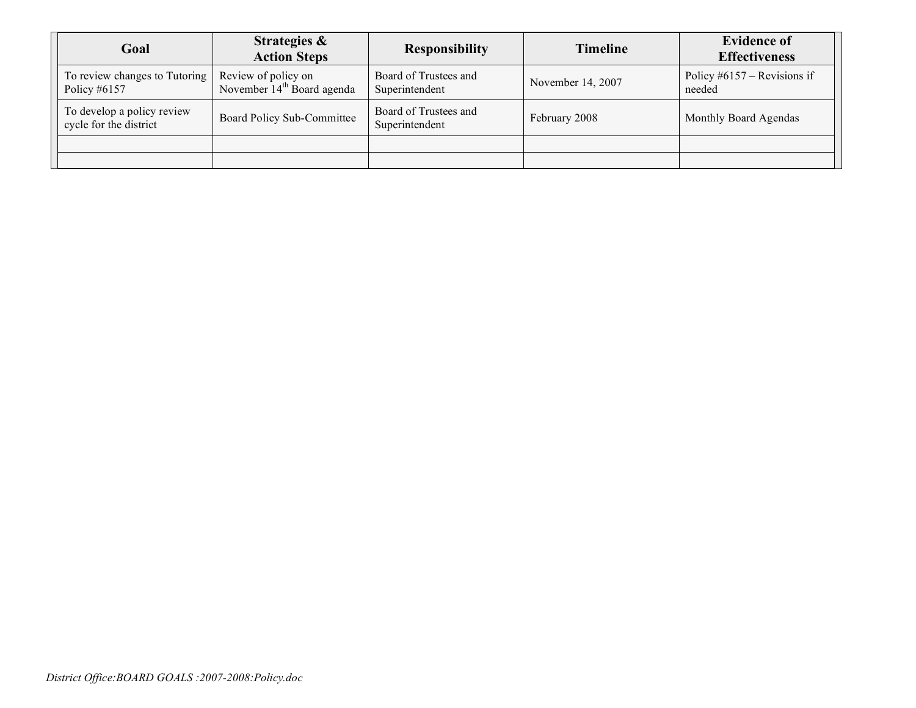| Goal | Strategies & Action Steps | Responsibility | Timeline | Evidence of Effectiveness |
|---|---|---|---|---|
| To review changes to Tutoring Policy #6157 | Review of policy on November 14th Board agenda | Board of Trustees and Superintendent | November 14, 2007 | Policy #6157 – Revisions if needed |
| To develop a policy review cycle for the district | Board Policy Sub-Committee | Board of Trustees and Superintendent | February 2008 | Monthly Board Agendas |
| | | | | |
| | | | | |

*District Office:BOARD GOALS :2007-2008:Policy.doc*